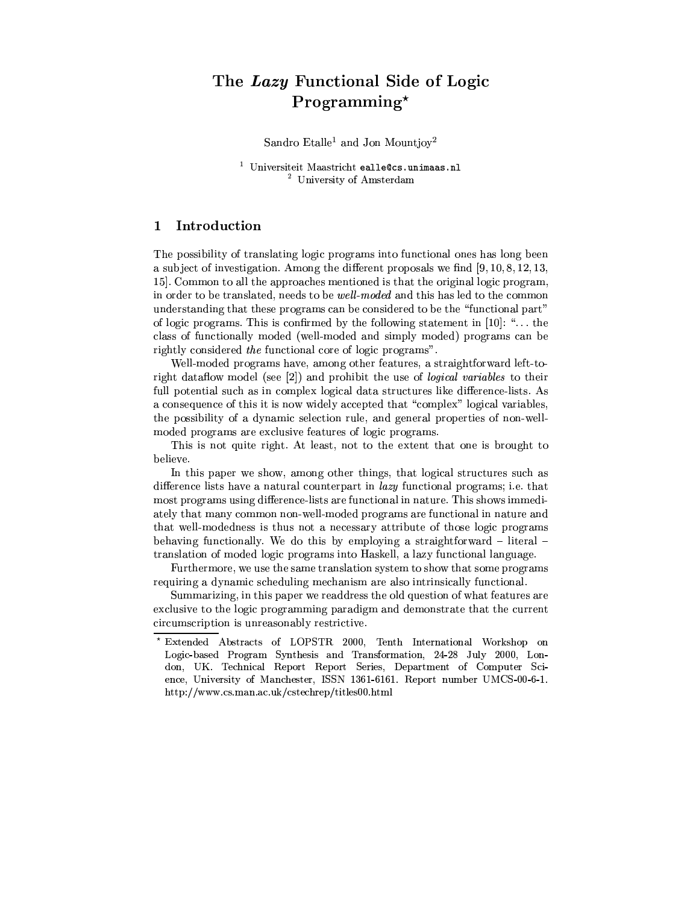# The *Lazy* Functional Side of Logic Programming*

Sandro Etalle[1] and Jon Mountjoy[2]

[1] Universiteit Maastricht `ealle@cs.unimaas.nl`
[2] University of Amsterdam

## 1 Introduction

The possibility of translating logic programs into functional ones has long been a subject of investigation. Among the different proposals we find [9, 10, 8, 12, 13, 15]. Common to all the approaches mentioned is that the original logic program, in order to be translated, needs to be *well-moded* and this has led to the common understanding that these programs can be considered to be the "functional part" of logic programs. This is confirmed by the following statement in [10]: "... the class of functionally moded (well-moded and simply moded) programs can be rightly considered *the* functional core of logic programs".

Well-moded programs have, among other features, a straightforward left-to-right dataflow model (see [2]) and prohibit the use of *logical variables* to their full potential such as in complex logical data structures like difference-lists. As a consequence of this it is now widely accepted that "complex" logical variables, the possibility of a dynamic selection rule, and general properties of non-well-moded programs are exclusive features of logic programs.

This is not quite right. At least, not to the extent that one is brought to believe.

In this paper we show, among other things, that logical structures such as difference lists have a natural counterpart in *lazy* functional programs; i.e. that most programs using difference-lists are functional in nature. This shows immediately that many common non-well-moded programs are functional in nature and that well-modedness is thus not a necessary attribute of those logic programs behaving functionally. We do this by employing a straightforward – literal – translation of moded logic programs into Haskell, a lazy functional language.

Furthermore, we use the same translation system to show that some programs requiring a dynamic scheduling mechanism are also intrinsically functional.

Summarizing, in this paper we readdress the old question of what features are exclusive to the logic programming paradigm and demonstrate that the current circumscription is unreasonably restrictive.

---

* Extended Abstracts of LOPSTR 2000, Tenth International Workshop on Logic-based Program Synthesis and Transformation, 24-28 July 2000, London, UK. Technical Report Report Series, Department of Computer Science, University of Manchester, ISSN 1361-6161. Report number UMCS-00-6-1. http://www.cs.man.ac.uk/cstechrep/titles00.html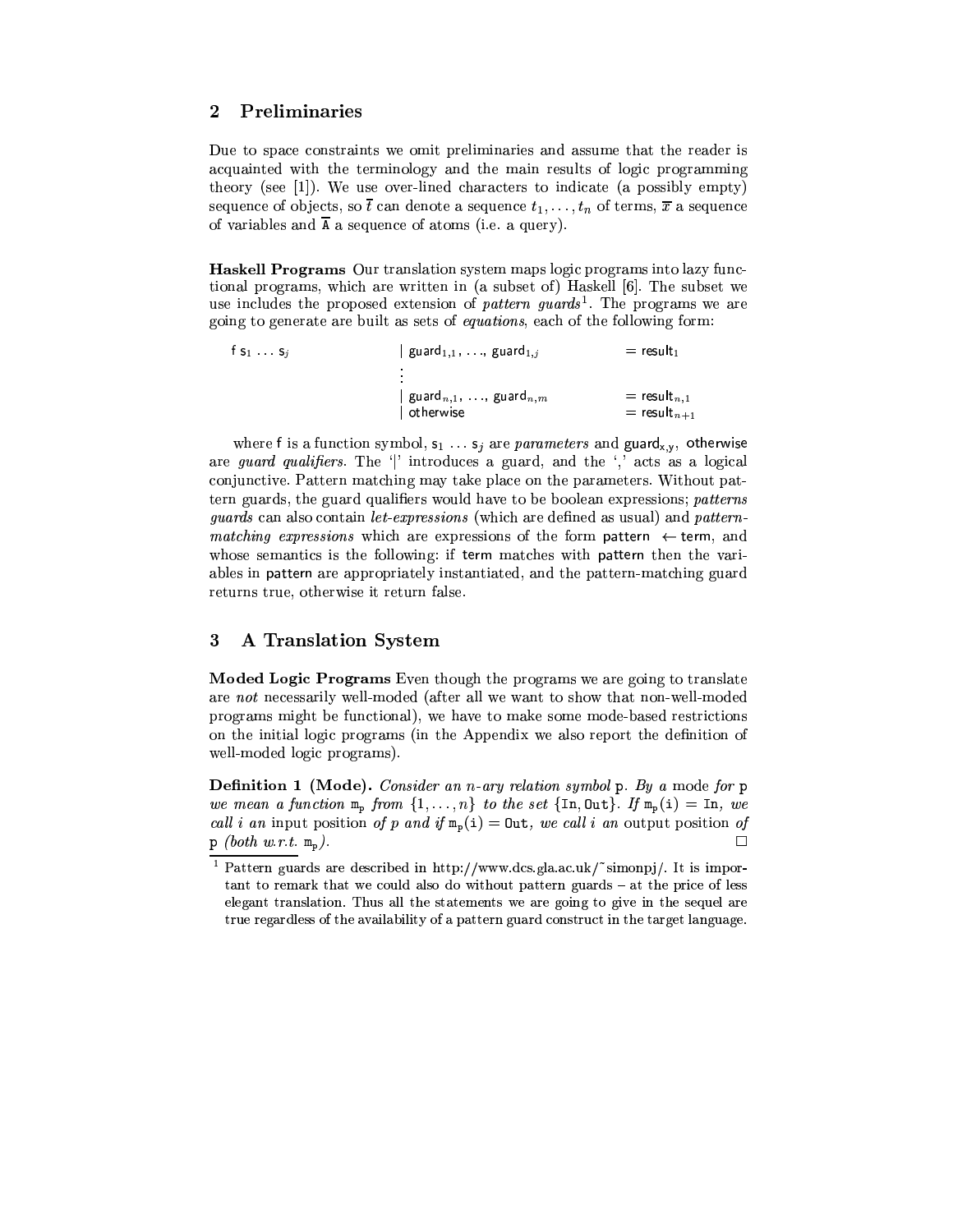## 2 Preliminaries

Due to space constraints we omit preliminaries and assume that the reader is acquainted with the terminology and the main results of logic programming theory (see [1]). We use over-lined characters to indicate (a possibly empty) sequence of objects, so $\overline{t}$ can denote a sequence $t_1, \ldots, t_n$ of terms, $\overline{x}$ a sequence of variables and $\overline{\mathtt{A}}$ a sequence of atoms (i.e. a query).

**Haskell Programs** Our translation system maps logic programs into lazy functional programs, which are written in (a subset of) Haskell [6]. The subset we use includes the proposed extension of *pattern guards*[1]. The programs we are going to generate are built as sets of *equations*, each of the following form:

```
f s_1 ... s_j          | guard_{1,1}, ..., guard_{1,j}     = result_1
                       ⋮
                       | guard_{n,1}, ..., guard_{n,m}     = result_{n,1}
                       | otherwise                         = result_{n+1}
```

where f is a function symbol, $\mathsf{s}_1 \ldots \mathsf{s}_j$ are *parameters* and $\mathsf{guard}_{\mathsf{x},\mathsf{y}}$, otherwise are *guard qualifiers*. The '|' introduces a guard, and the ',' acts as a logical conjunctive. Pattern matching may take place on the parameters. Without pattern guards, the guard qualifiers would have to be boolean expressions; *patterns guards* can also contain *let-expressions* (which are defined as usual) and *pattern-matching expressions* which are expressions of the form pattern $\leftarrow$ term, and whose semantics is the following: if term matches with pattern then the variables in pattern are appropriately instantiated, and the pattern-matching guard returns true, otherwise it return false.

## 3 A Translation System

**Moded Logic Programs** Even though the programs we are going to translate are *not* necessarily well-moded (after all we want to show that non-well-moded programs might be functional), we have to make some mode-based restrictions on the initial logic programs (in the Appendix we also report the definition of well-moded logic programs).

**Definition 1 (Mode).** *Consider an n-ary relation symbol* p. *By a* mode *for* p *we mean a function* $\mathtt{m_p}$ *from* $\{1, \ldots, n\}$ *to the set* $\{\mathtt{In}, \mathtt{Out}\}$. *If* $\mathtt{m_p(i)} = \mathtt{In}$, *we call i an* input position *of p and if* $\mathtt{m_p(i)} = \mathtt{Out}$, *we call i an* output position *of* p *(both w.r.t.* $\mathtt{m_p}$*).* □

[1] Pattern guards are described in http://www.dcs.gla.ac.uk/~simonpj/. It is important to remark that we could also do without pattern guards – at the price of less elegant translation. Thus all the statements we are going to give in the sequel are true regardless of the availability of a pattern guard construct in the target language.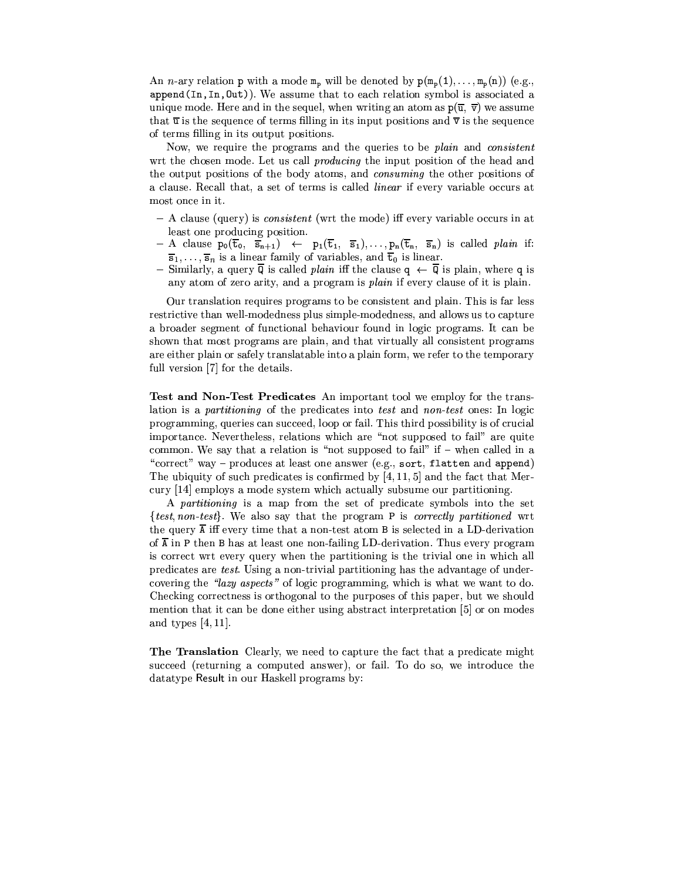An $n$-ary relation `p` with a mode $\mathtt{m_p}$ will be denoted by $\mathtt{p}(\mathtt{m_p}(1), \ldots, \mathtt{m_p}(n))$ (e.g., `append(In,In,Out)`). We assume that to each relation symbol is associated a unique mode. Here and in the sequel, when writing an atom as $\mathtt{p}(\overline{\mathtt{u}}, \overline{\mathtt{v}})$ we assume that $\overline{\mathtt{u}}$ is the sequence of terms filling in its input positions and $\overline{\mathtt{v}}$ is the sequence of terms filling in its output positions.

Now, we require the programs and the queries to be *plain* and *consistent* wrt the chosen mode. Let us call *producing* the input position of the head and the output positions of the body atoms, and *consuming* the other positions of a clause. Recall that, a set of terms is called *linear* if every variable occurs at most once in it.

- A clause (query) is *consistent* (wrt the mode) iff every variable occurs in at least one producing position.
- A clause $\mathtt{p_0}(\overline{\mathtt{t}}_0,\ \overline{\mathtt{s}}_{n+1}) \ \leftarrow\ \mathtt{p_1}(\overline{\mathtt{t}}_1,\ \overline{\mathtt{s}}_1), \ldots, \mathtt{p_n}(\overline{\mathtt{t}}_n,\ \overline{\mathtt{s}}_n)$ is called *plain* if: $\overline{\mathtt{s}}_1, \ldots, \overline{\mathtt{s}}_n$ is a linear family of variables, and $\overline{\mathtt{t}}_0$ is linear.
- Similarly, a query $\overline{\mathtt{Q}}$ is called *plain* iff the clause $\mathtt{q} \leftarrow \overline{\mathtt{Q}}$ is plain, where `q` is any atom of zero arity, and a program is *plain* if every clause of it is plain.

Our translation requires programs to be consistent and plain. This is far less restrictive than well-modedness plus simple-modedness, and allows us to capture a broader segment of functional behaviour found in logic programs. It can be shown that most programs are plain, and that virtually all consistent programs are either plain or safely translatable into a plain form, we refer to the temporary full version [7] for the details.

**Test and Non-Test Predicates** An important tool we employ for the translation is a *partitioning* of the predicates into *test* and *non-test* ones: In logic programming, queries can succeed, loop or fail. This third possibility is of crucial importance. Nevertheless, relations which are "not supposed to fail" are quite common. We say that a relation is "not supposed to fail" if – when called in a "correct" way – produces at least one answer (e.g., `sort`, `flatten` and `append`) The ubiquity of such predicates is confirmed by [4, 11, 5] and the fact that Mercury [14] employs a mode system which actually subsume our partitioning.

A *partitioning* is a map from the set of predicate symbols into the set {*test*, *non-test*}. We also say that the program `P` is *correctly partitioned* wrt the query $\overline{\mathtt{A}}$ iff every time that a non-test atom `B` is selected in a LD-derivation of $\overline{\mathtt{A}}$ in `P` then `B` has at least one non-failing LD-derivation. Thus every program is correct wrt every query when the partitioning is the trivial one in which all predicates are *test*. Using a non-trivial partitioning has the advantage of undercovering the *"lazy aspects"* of logic programming, which is what we want to do. Checking correctness is orthogonal to the purposes of this paper, but we should mention that it can be done either using abstract interpretation [5] or on modes and types [4, 11].

**The Translation** Clearly, we need to capture the fact that a predicate might succeed (returning a computed answer), or fail. To do so, we introduce the datatype Result in our Haskell programs by: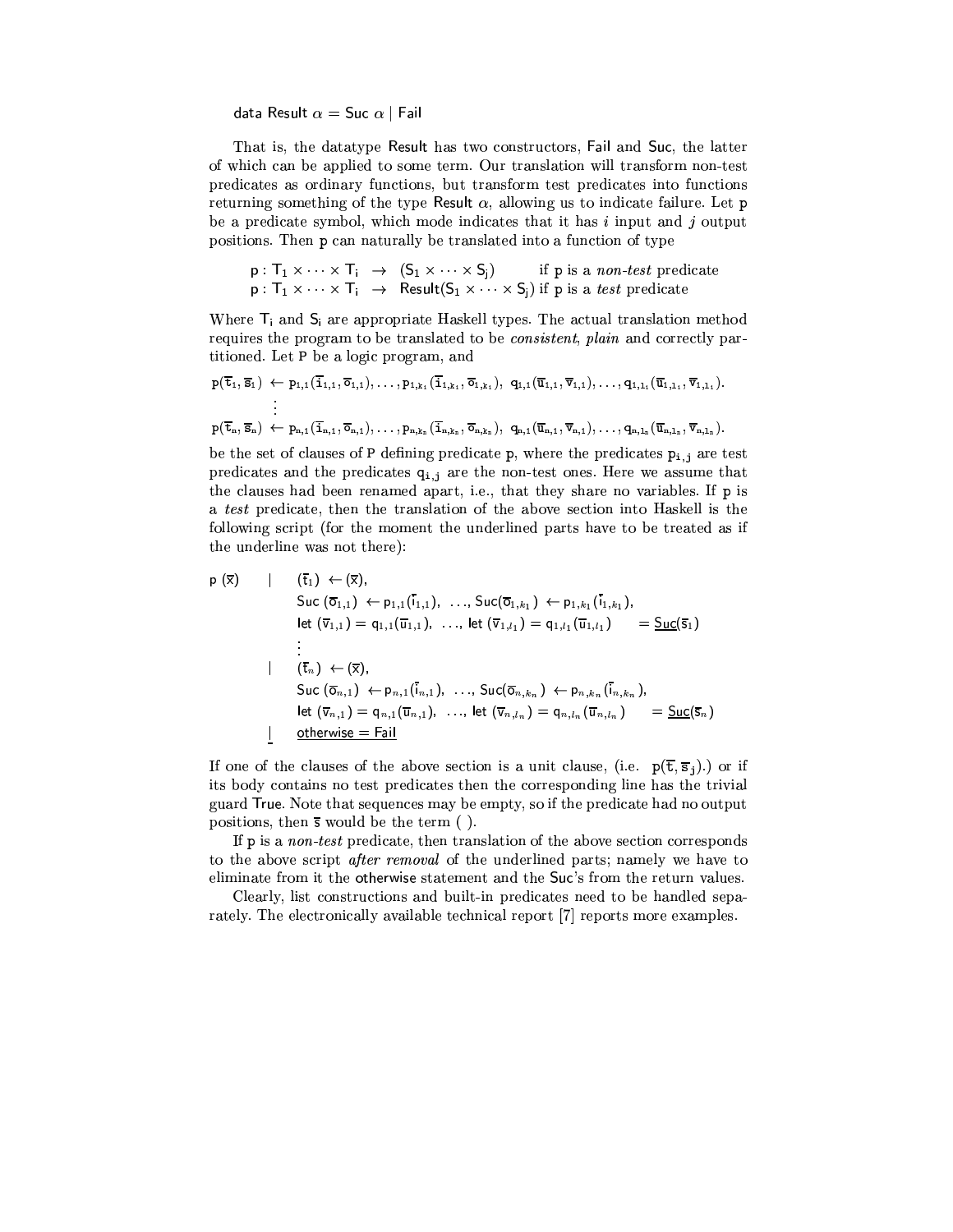data Result $\alpha$ = Suc $\alpha$ | Fail

That is, the datatype Result has two constructors, Fail and Suc, the latter of which can be applied to some term. Our translation will transform non-test predicates as ordinary functions, but transform test predicates into functions returning something of the type Result $\alpha$, allowing us to indicate failure. Let p be a predicate symbol, which mode indicates that it has $i$ input and $j$ output positions. Then p can naturally be translated into a function of type

$$\begin{array}{lll} \mathsf{p} : \mathsf{T}_1 \times \cdots \times \mathsf{T}_i & \rightarrow & (\mathsf{S}_1 \times \cdots \times \mathsf{S}_j) \quad \text{if p is a } \textit{non-test} \text{ predicate} \\ \mathsf{p} : \mathsf{T}_1 \times \cdots \times \mathsf{T}_i & \rightarrow & \mathsf{Result}(\mathsf{S}_1 \times \cdots \times \mathsf{S}_j) \text{ if p is a } \textit{test} \text{ predicate} \end{array}$$

Where $\mathsf{T}_i$ and $\mathsf{S}_i$ are appropriate Haskell types. The actual translation method requires the program to be translated to be *consistent*, *plain* and correctly partitioned. Let P be a logic program, and

$$\begin{array}{l} \mathtt{p}(\overline{\mathtt{t}}_1, \overline{\mathtt{s}}_1) \leftarrow \mathtt{p}_{1,1}(\overline{\mathtt{i}}_{1,1}, \overline{\mathtt{o}}_{1,1}), \ldots, \mathtt{p}_{1,k_1}(\overline{\mathtt{i}}_{1,k_1}, \overline{\mathtt{o}}_{1,k_1}),\ \mathtt{q}_{1,1}(\overline{\mathtt{u}}_{1,1}, \overline{\mathtt{v}}_{1,1}), \ldots, \mathtt{q}_{1,l_1}(\overline{\mathtt{u}}_{1,l_1}, \overline{\mathtt{v}}_{1,l_1}). \\ \quad \vdots \\ \mathtt{p}(\overline{\mathtt{t}}_n, \overline{\mathtt{s}}_n) \leftarrow \mathtt{p}_{n,1}(\overline{\mathtt{i}}_{n,1}, \overline{\mathtt{o}}_{n,1}), \ldots, \mathtt{p}_{n,k_n}(\overline{\mathtt{i}}_{n,k_n}, \overline{\mathtt{o}}_{n,k_n}),\ \mathtt{q}_{n,1}(\overline{\mathtt{u}}_{n,1}, \overline{\mathtt{v}}_{n,1}), \ldots, \mathtt{q}_{n,l_n}(\overline{\mathtt{u}}_{n,l_n}, \overline{\mathtt{v}}_{n,l_n}). \end{array}$$

be the set of clauses of P defining predicate p, where the predicates $\mathtt{p}_{i,j}$ are test predicates and the predicates $\mathtt{q}_{i,j}$ are the non-test ones. Here we assume that the clauses had been renamed apart, i.e., that they share no variables. If p is a *test* predicate, then the translation of the above section into Haskell is the following script (for the moment the underlined parts have to be treated as if the underline was not there):

$$\begin{array}{lll} \mathsf{p}\ (\overline{\mathsf{x}}) & | & (\overline{\mathsf{t}}_1) \leftarrow (\overline{\mathsf{x}}), \\ & & \mathsf{Suc}\ (\overline{\mathsf{o}}_{1,1}) \leftarrow \mathsf{p}_{1,1}(\overline{\mathsf{i}}_{1,1}),\ \ldots,\ \mathsf{Suc}(\overline{\mathsf{o}}_{1,k_1}) \leftarrow \mathsf{p}_{1,k_1}(\overline{\mathsf{i}}_{1,k_1}), \\ & & \mathsf{let}\ (\overline{\mathsf{v}}_{1,1}) = \mathsf{q}_{1,1}(\overline{\mathsf{u}}_{1,1}),\ \ldots,\ \mathsf{let}\ (\overline{\mathsf{v}}_{1,l_1}) = \mathsf{q}_{1,l_1}(\overline{\mathsf{u}}_{1,l_1}) \qquad = \underline{\mathsf{Suc}}(\overline{\mathsf{s}}_1) \\ & & \vdots \\ & | & (\overline{\mathsf{t}}_n) \leftarrow (\overline{\mathsf{x}}), \\ & & \mathsf{Suc}\ (\overline{\mathsf{o}}_{n,1}) \leftarrow \mathsf{p}_{n,1}(\overline{\mathsf{i}}_{n,1}),\ \ldots,\ \mathsf{Suc}(\overline{\mathsf{o}}_{n,k_n}) \leftarrow \mathsf{p}_{n,k_n}(\overline{\mathsf{i}}_{n,k_n}), \\ & & \mathsf{let}\ (\overline{\mathsf{v}}_{n,1}) = \mathsf{q}_{n,1}(\overline{\mathsf{u}}_{n,1}),\ \ldots,\ \mathsf{let}\ (\overline{\mathsf{v}}_{n,l_n}) = \mathsf{q}_{n,l_n}(\overline{\mathsf{u}}_{n,l_n}) \qquad = \underline{\mathsf{Suc}}(\overline{\mathsf{s}}_n) \\ & \underline{|} & \underline{\mathsf{otherwise} = \mathsf{Fail}} \end{array}$$

If one of the clauses of the above section is a unit clause, (i.e. $\mathtt{p}(\overline{\mathtt{t}}, \overline{\mathtt{s}}_j)$.) or if its body contains no test predicates then the corresponding line has the trivial guard True. Note that sequences may be empty, so if the predicate had no output positions, then $\overline{\mathsf{s}}$ would be the term ( ).

If p is a *non-test* predicate, then translation of the above section corresponds to the above script *after removal* of the underlined parts; namely we have to eliminate from it the otherwise statement and the Suc's from the return values.

Clearly, list constructions and built-in predicates need to be handled separately. The electronically available technical report [7] reports more examples.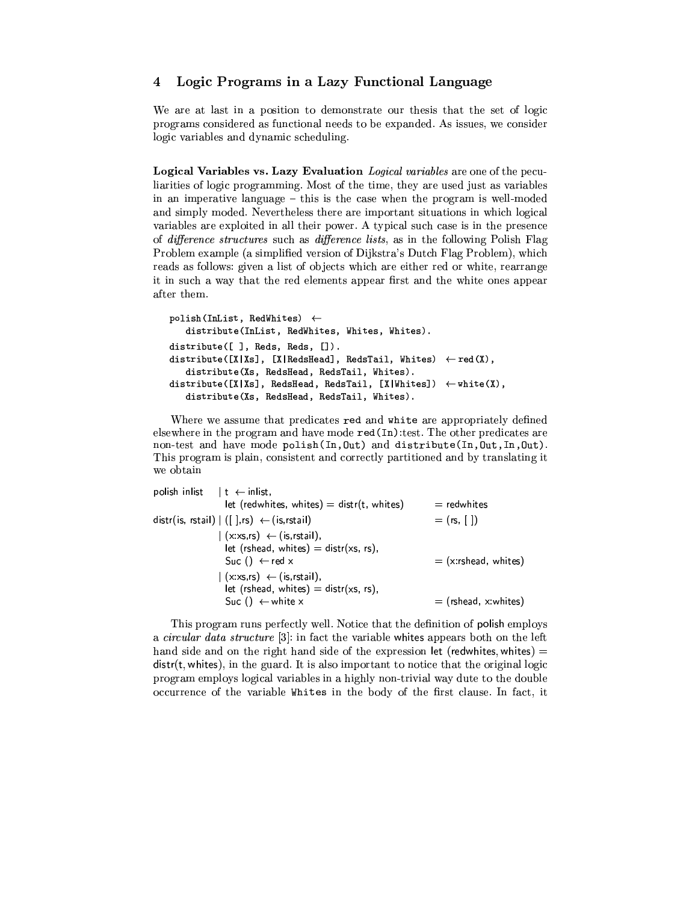## 4 Logic Programs in a Lazy Functional Language

We are at last in a position to demonstrate our thesis that the set of logic programs considered as functional needs to be expanded. As issues, we consider logic variables and dynamic scheduling.

**Logical Variables vs. Lazy Evaluation** *Logical variables* are one of the peculiarities of logic programming. Most of the time, they are used just as variables in an imperative language – this is the case when the program is well-moded and simply moded. Nevertheless there are important situations in which logical variables are exploited in all their power. A typical such case is in the presence of *difference structures* such as *difference lists*, as in the following Polish Flag Problem example (a simplified version of Dijkstra's Dutch Flag Problem), which reads as follows: given a list of objects which are either red or white, rearrange it in such a way that the red elements appear first and the white ones appear after them.

```
polish(InList, RedWhites) ←
   distribute(InList, RedWhites, Whites, Whites).
distribute([ ], Reds, Reds, []).
distribute([X|Xs], [X|RedsHead], RedsTail, Whites) ← red(X),
   distribute(Xs, RedsHead, RedsTail, Whites).
distribute([X|Xs], RedsHead, RedsTail, [X|Whites]) ← white(X),
   distribute(Xs, RedsHead, RedsTail, Whites).
```

Where we assume that predicates `red` and `white` are appropriately defined elsewhere in the program and have mode `red(In)`:test. The other predicates are non-test and have mode `polish(In,Out)` and `distribute(In,Out,In,Out)`. This program is plain, consistent and correctly partitioned and by translating it we obtain

```
polish inlist    | t ← inlist,
                   let (redwhites, whites) = distr(t, whites)     = redwhites
distr(is, rstail) | ([ ],rs) ← (is,rstail)                         = (rs, [ ])
                 | (x:xs,rs) ← (is,rstail),
                   let (rshead, whites) = distr(xs, rs),
                   Suc () ← red x                                  = (x:rshead, whites)
                 | (x:xs,rs) ← (is,rstail),
                   let (rshead, whites) = distr(xs, rs),
                   Suc () ← white x                                = (rshead, x:whites)
```

This program runs perfectly well. Notice that the definition of polish employs a *circular data structure* [3]: in fact the variable whites appears both on the left hand side and on the right hand side of the expression let (redwhites, whites) = distr(t, whites), in the guard. It is also important to notice that the original logic program employs logical variables in a highly non-trivial way dute to the double occurrence of the variable `Whites` in the body of the first clause. In fact, it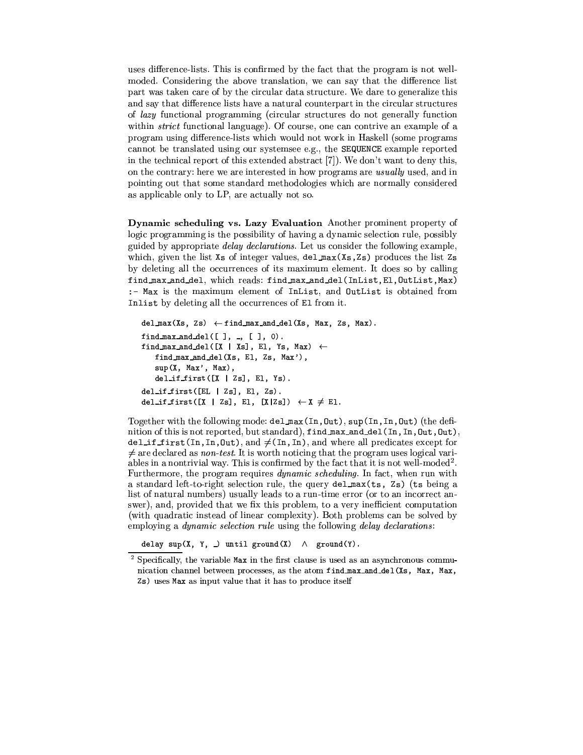uses difference-lists. This is confirmed by the fact that the program is not well-moded. Considering the above translation, we can say that the difference list part was taken care of by the circular data structure. We dare to generalize this and say that difference lists have a natural counterpart in the circular structures of *lazy* functional programming (circular structures do not generally function within *strict* functional language). Of course, one can contrive an example of a program using difference-lists which would not work in Haskell (some programs cannot be translated using our systemsee e.g., the SEQUENCE example reported in the technical report of this extended abstract [7]). We don't want to deny this, on the contrary: here we are interested in how programs are *usually* used, and in pointing out that some standard methodologies which are normally considered as applicable only to LP, are actually not so.

**Dynamic scheduling vs. Lazy Evaluation** Another prominent property of logic programming is the possibility of having a dynamic selection rule, possibly guided by appropriate *delay declarations*. Let us consider the following example, which, given the list `Xs` of integer values, `del_max(Xs,Zs)` produces the list `Zs` by deleting all the occurrences of its maximum element. It does so by calling `find_max_and_del`, which reads: `find_max_and_del(InList,El,OutList,Max) :- Max` is the maximum element of `InList`, and `OutList` is obtained from `Inlist` by deleting all the occurrences of `El` from it.

```
del_max(Xs, Zs) ← find_max_and_del(Xs, Max, Zs, Max).
find_max_and_del([ ], _, [ ], 0).
find_max_and_del([X | Xs], El, Ys, Max) ←
   find_max_and_del(Xs, El, Zs, Max'),
   sup(X, Max', Max),
   del_if_first([X | Zs], El, Ys).
del_if_first([EL | Zs], El, Zs).
del_if_first([X | Zs], El, [X|Zs]) ← X ≠ El.
```

Together with the following mode: `del_max(In,Out)`, `sup(In,In,Out)` (the definition of this is not reported, but standard), `find_max_and_del(In,In,Out,Out)`, `del_if_first(In,In,Out)`, and $\neq$`(In,In)`, and where all predicates except for $\neq$ are declared as *non-test*. It is worth noticing that the program uses logical variables in a nontrivial way. This is confirmed by the fact that it is not well-moded[2]. Furthermore, the program requires *dynamic scheduling*. In fact, when run with a standard left-to-right selection rule, the query `del_max(ts, Zs)` (`ts` being a list of natural numbers) usually leads to a run-time error (or to an incorrect answer), and, provided that we fix this problem, to a very inefficient computation (with quadratic instead of linear complexity). Both problems can be solved by employing a *dynamic selection rule* using the following *delay declarations*:

```
delay sup(X, Y, _) until ground(X)  ∧  ground(Y).
```

[2] Specifically, the variable `Max` in the first clause is used as an asynchronous communication channel between processes, as the atom `find_max_and_del(Xs, Max, Max, Zs)` uses `Max` as input value that it has to produce itself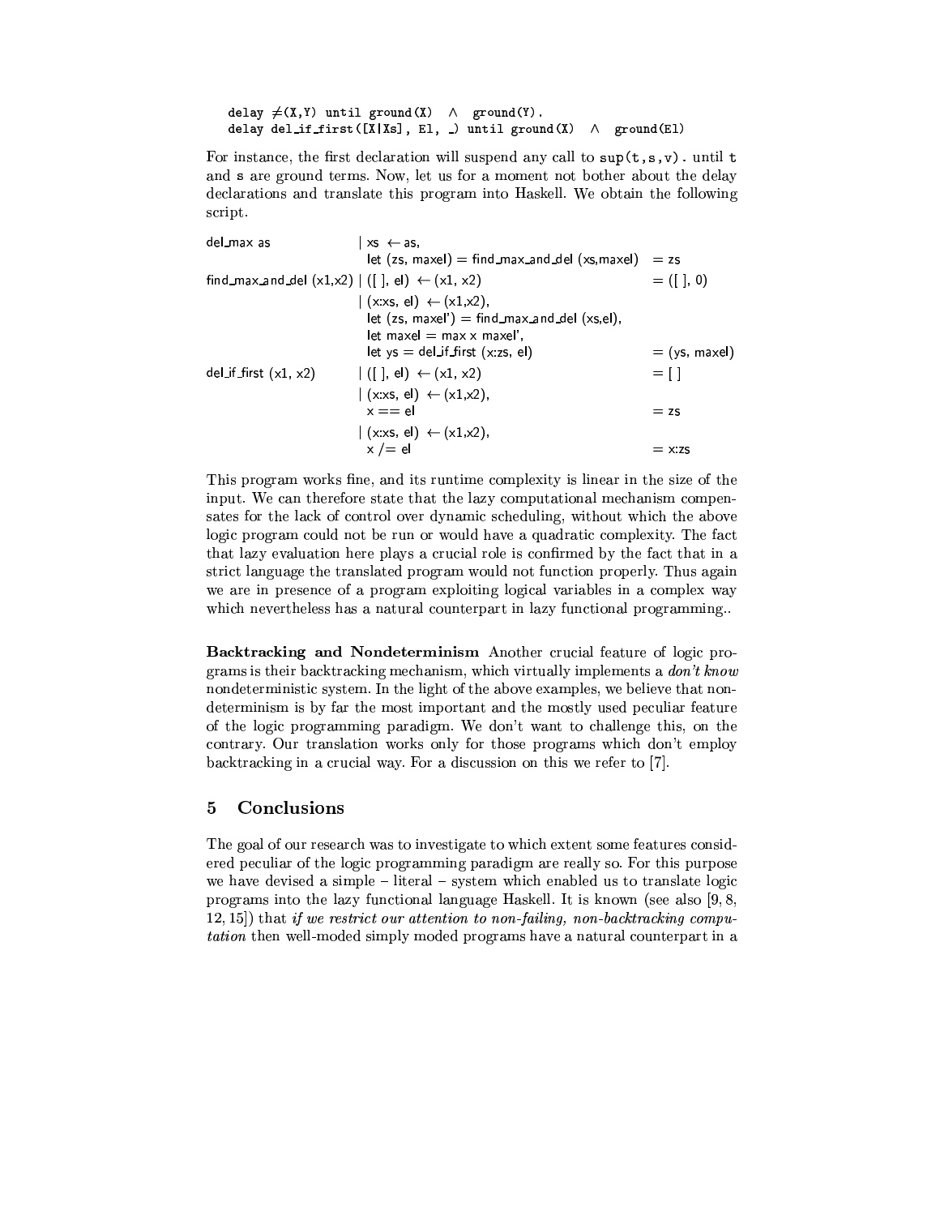```
delay ≠(X,Y) until ground(X)  ∧  ground(Y).
delay del_if_first([X|Xs], El, _) until ground(X)  ∧  ground(El)
```

For instance, the first declaration will suspend any call to `sup(t,s,v).` until `t` and `s` are ground terms. Now, let us for a moment not bother about the delay declarations and translate this program into Haskell. We obtain the following script.

```
del_max as                 | xs ← as,
                             let (zs, maxel) = find_max_and_del (xs,maxel)   = zs
find_max_and_del (x1,x2) | ([ ], el) ← (x1, x2)                             = ([ ], 0)
                           | (x:xs, el) ← (x1,x2),
                             let (zs, maxel') = find_max_and_del (xs,el),
                             let maxel = max x maxel',
                             let ys = del_if_first (x:zs, el)                 = (ys, maxel)
del_if_first (x1, x2)      | ([ ], el) ← (x1, x2)                             = [ ]
                           | (x:xs, el) ← (x1,x2),
                             x == el                                          = zs
                           | (x:xs, el) ← (x1,x2),
                             x /= el                                          = x:zs
```

This program works fine, and its runtime complexity is linear in the size of the input. We can therefore state that the lazy computational mechanism compensates for the lack of control over dynamic scheduling, without which the above logic program could not be run or would have a quadratic complexity. The fact that lazy evaluation here plays a crucial role is confirmed by the fact that in a strict language the translated program would not function properly. Thus again we are in presence of a program exploiting logical variables in a complex way which nevertheless has a natural counterpart in lazy functional programming..

**Backtracking and Nondeterminism** Another crucial feature of logic programs is their backtracking mechanism, which virtually implements a *don't know* nondeterministic system. In the light of the above examples, we believe that nondeterminism is by far the most important and the mostly used peculiar feature of the logic programming paradigm. We don't want to challenge this, on the contrary. Our translation works only for those programs which don't employ backtracking in a crucial way. For a discussion on this we refer to [7].

## 5 Conclusions

The goal of our research was to investigate to which extent some features considered peculiar of the logic programming paradigm are really so. For this purpose we have devised a simple – literal – system which enabled us to translate logic programs into the lazy functional language Haskell. It is known (see also [9, 8, 12, 15]) that *if we restrict our attention to non-failing, non-backtracking computation* then well-moded simply moded programs have a natural counterpart in a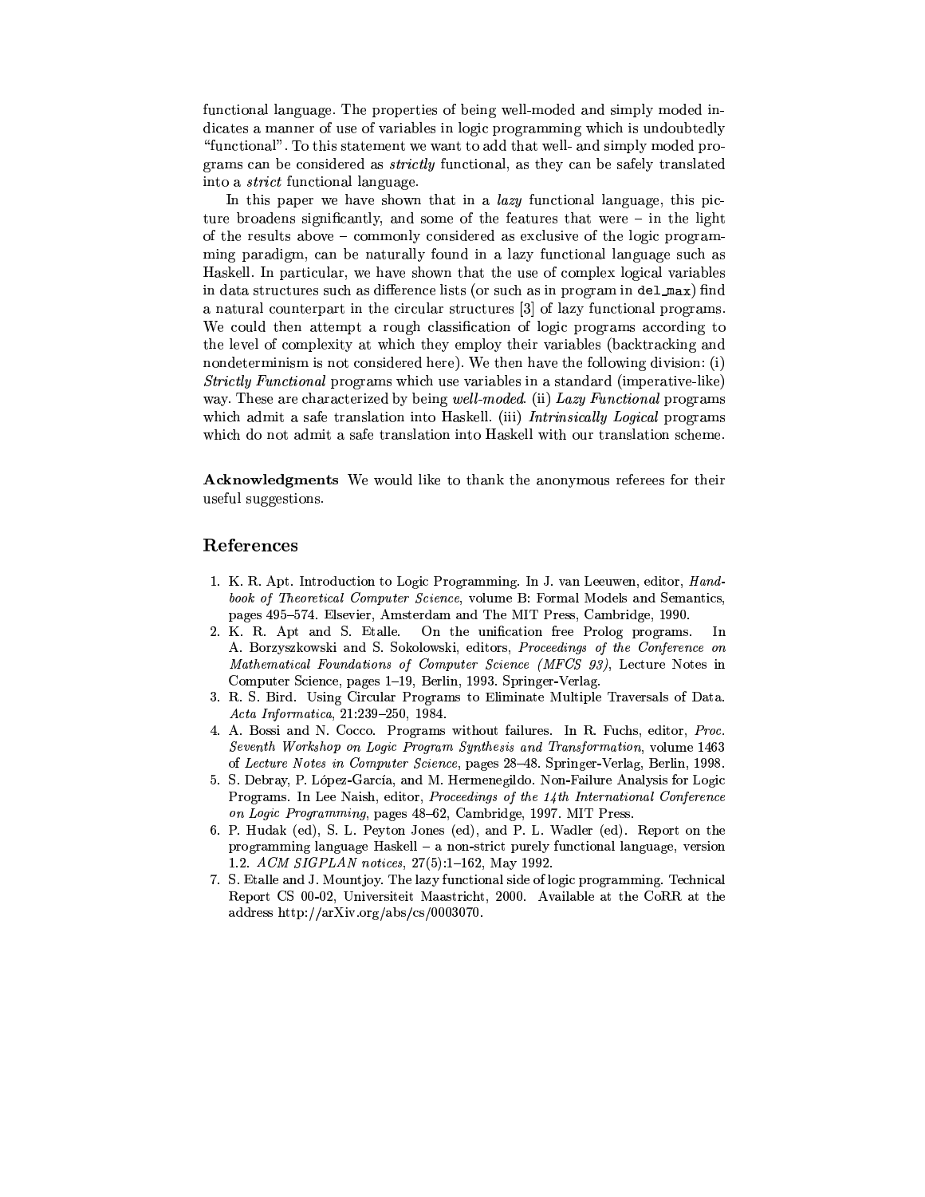functional language. The properties of being well-moded and simply moded indicates a manner of use of variables in logic programming which is undoubtedly "functional". To this statement we want to add that well- and simply moded programs can be considered as *strictly* functional, as they can be safely translated into a *strict* functional language.

In this paper we have shown that in a *lazy* functional language, this picture broadens significantly, and some of the features that were – in the light of the results above – commonly considered as exclusive of the logic programming paradigm, can be naturally found in a lazy functional language such as Haskell. In particular, we have shown that the use of complex logical variables in data structures such as difference lists (or such as in program in `del_max`) find a natural counterpart in the circular structures [3] of lazy functional programs. We could then attempt a rough classification of logic programs according to the level of complexity at which they employ their variables (backtracking and nondeterminism is not considered here). We then have the following division: (i) *Strictly Functional* programs which use variables in a standard (imperative-like) way. These are characterized by being *well-moded*. (ii) *Lazy Functional* programs which admit a safe translation into Haskell. (iii) *Intrinsically Logical* programs which do not admit a safe translation into Haskell with our translation scheme.

**Acknowledgments** We would like to thank the anonymous referees for their useful suggestions.

## References

1. K. R. Apt. Introduction to Logic Programming. In J. van Leeuwen, editor, *Handbook of Theoretical Computer Science*, volume B: Formal Models and Semantics, pages 495–574. Elsevier, Amsterdam and The MIT Press, Cambridge, 1990.
2. K. R. Apt and S. Etalle. On the unification free Prolog programs. In A. Borzyszkowski and S. Sokolowski, editors, *Proceedings of the Conference on Mathematical Foundations of Computer Science (MFCS 93)*, Lecture Notes in Computer Science, pages 1–19, Berlin, 1993. Springer-Verlag.
3. R. S. Bird. Using Circular Programs to Eliminate Multiple Traversals of Data. *Acta Informatica*, 21:239–250, 1984.
4. A. Bossi and N. Cocco. Programs without failures. In R. Fuchs, editor, *Proc. Seventh Workshop on Logic Program Synthesis and Transformation*, volume 1463 of *Lecture Notes in Computer Science*, pages 28–48. Springer-Verlag, Berlin, 1998.
5. S. Debray, P. López-García, and M. Hermenegildo. Non-Failure Analysis for Logic Programs. In Lee Naish, editor, *Proceedings of the 14th International Conference on Logic Programming*, pages 48–62, Cambridge, 1997. MIT Press.
6. P. Hudak (ed), S. L. Peyton Jones (ed), and P. L. Wadler (ed). Report on the programming language Haskell – a non-strict purely functional language, version 1.2. *ACM SIGPLAN notices*, 27(5):1–162, May 1992.
7. S. Etalle and J. Mountjoy. The lazy functional side of logic programming. Technical Report CS 00-02, Universiteit Maastricht, 2000. Available at the CoRR at the address http://arXiv.org/abs/cs/0003070.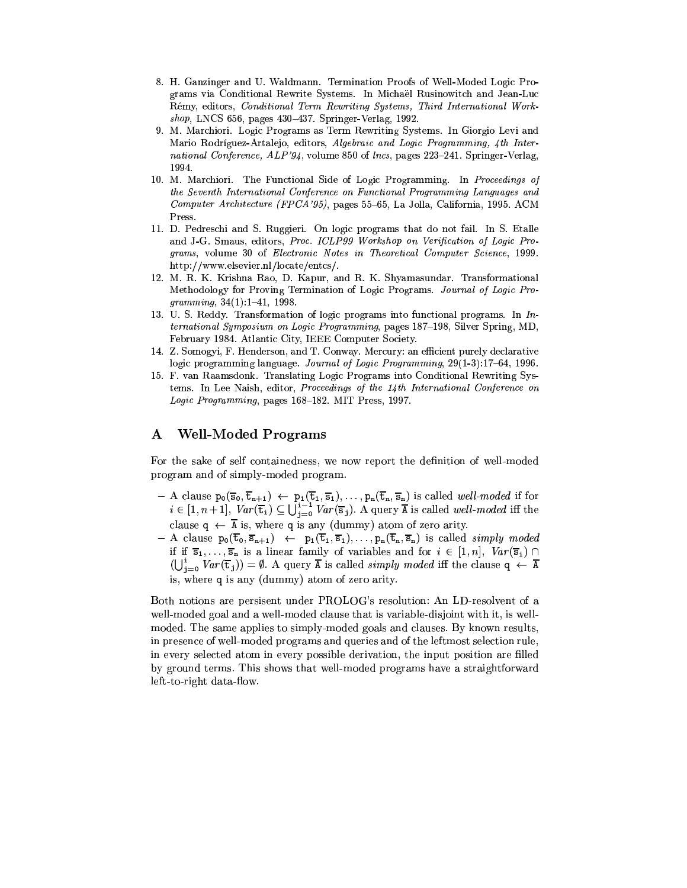8. H. Ganzinger and U. Waldmann. Termination Proofs of Well-Moded Logic Programs via Conditional Rewrite Systems. In Michaël Rusinowitch and Jean-Luc Rémy, editors, *Conditional Term Rewriting Systems, Third International Workshop*, LNCS 656, pages 430–437. Springer-Verlag, 1992.
9. M. Marchiori. Logic Programs as Term Rewriting Systems. In Giorgio Levi and Mario Rodríguez-Artalejo, editors, *Algebraic and Logic Programming, 4th International Conference, ALP'94*, volume 850 of *lncs*, pages 223–241. Springer-Verlag, 1994.
10. M. Marchiori. The Functional Side of Logic Programming. In *Proceedings of the Seventh International Conference on Functional Programming Languages and Computer Architecture (FPCA'95)*, pages 55–65, La Jolla, California, 1995. ACM Press.
11. D. Pedreschi and S. Ruggieri. On logic programs that do not fail. In S. Etalle and J-G. Smaus, editors, *Proc. ICLP99 Workshop on Verification of Logic Programs*, volume 30 of *Electronic Notes in Theoretical Computer Science*, 1999. http://www.elsevier.nl/locate/entcs/.
12. M. R. K. Krishna Rao, D. Kapur, and R. K. Shyamasundar. Transformational Methodology for Proving Termination of Logic Programs. *Journal of Logic Programming*, 34(1):1–41, 1998.
13. U. S. Reddy. Transformation of logic programs into functional programs. In *International Symposium on Logic Programming*, pages 187–198, Silver Spring, MD, February 1984. Atlantic City, IEEE Computer Society.
14. Z. Somogyi, F. Henderson, and T. Conway. Mercury: an efficient purely declarative logic programming language. *Journal of Logic Programming*, 29(1-3):17–64, 1996.
15. F. van Raamsdonk. Translating Logic Programs into Conditional Rewriting Systems. In Lee Naish, editor, *Proceedings of the 14th International Conference on Logic Programming*, pages 168–182. MIT Press, 1997.

# A Well-Moded Programs

For the sake of self containedness, we now report the definition of well-moded program and of simply-moded program.

– A clause $\mathtt{p_0}(\overline{\mathtt{s}}_0, \overline{\mathtt{t}}_{n+1}) \leftarrow \mathtt{p_1}(\overline{\mathtt{t}}_1, \overline{\mathtt{s}}_1), \ldots, \mathtt{p_n}(\overline{\mathtt{t}}_n, \overline{\mathtt{s}}_n)$ is called *well-moded* if for $i \in [1, n+1]$, $Var(\overline{\mathtt{t}}_i) \subseteq \bigcup_{j=0}^{i-1} Var(\overline{\mathtt{s}}_j)$. A query $\overline{\mathtt{A}}$ is called *well-moded* iff the clause $\mathtt{q} \leftarrow \overline{\mathtt{A}}$ is, where $\mathtt{q}$ is any (dummy) atom of zero arity.

– A clause $\mathtt{p_0}(\overline{\mathtt{t}}_0, \overline{\mathtt{s}}_{n+1}) \leftarrow \mathtt{p_1}(\overline{\mathtt{t}}_1, \overline{\mathtt{s}}_1), \ldots, \mathtt{p_n}(\overline{\mathtt{t}}_n, \overline{\mathtt{s}}_n)$ is called *simply moded* if if $\overline{\mathtt{s}}_1, \ldots, \overline{\mathtt{s}}_n$ is a linear family of variables and for $i \in [1, n]$, $Var(\overline{\mathtt{s}}_i) \cap (\bigcup_{j=0}^{i} Var(\overline{\mathtt{t}}_j)) = \emptyset$. A query $\overline{\mathtt{A}}$ is called *simply moded* iff the clause $\mathtt{q} \leftarrow \overline{\mathtt{A}}$ is, where $\mathtt{q}$ is any (dummy) atom of zero arity.

Both notions are persisent under PROLOG's resolution: An LD-resolvent of a well-moded goal and a well-moded clause that is variable-disjoint with it, is well-moded. The same applies to simply-moded goals and clauses. By known results, in presence of well-moded programs and queries and of the leftmost selection rule, in every selected atom in every possible derivation, the input position are filled by ground terms. This shows that well-moded programs have a straightforward left-to-right data-flow.